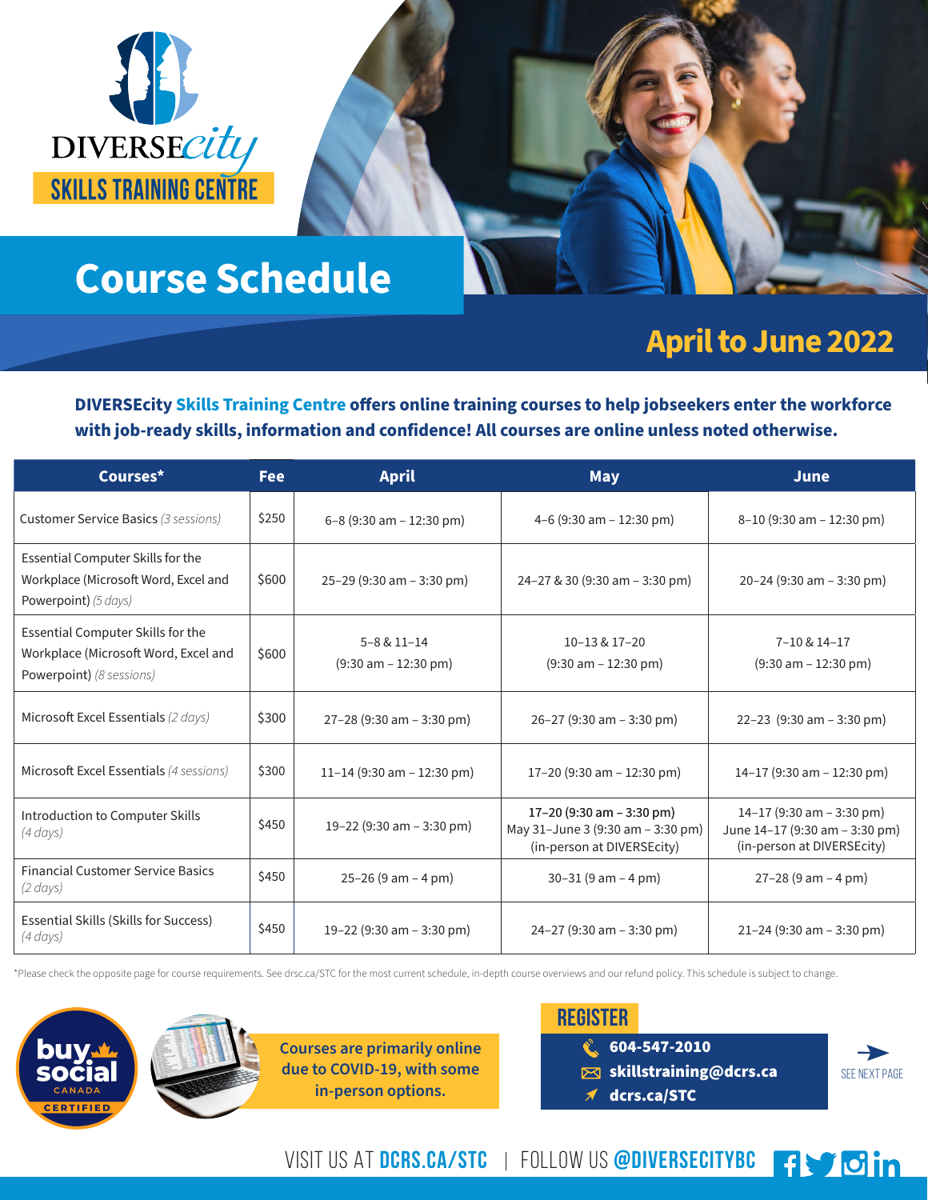DIVERSEcity

SKILLS TRAINING CENTRE

# Course Schedule

## April to June 2022

**DIVERSEcity Skills Training Centre offers online training courses to help jobseekers enter the workforce with job-ready skills, information and confidence! All courses are online unless noted otherwise.**

| Courses* | Fee | April | May | June |
|---|---|---|---|---|
| Customer Service Basics *(3 sessions)* | $250 | 6–8 (9:30 am – 12:30 pm) | 4–6 (9:30 am – 12:30 pm) | 8–10 (9:30 am – 12:30 pm) |
| Essential Computer Skills for the Workplace (Microsoft Word, Excel and Powerpoint) *(5 days)* | $600 | 25–29 (9:30 am – 3:30 pm) | 24–27 & 30 (9:30 am – 3:30 pm) | 20–24 (9:30 am – 3:30 pm) |
| Essential Computer Skills for the Workplace (Microsoft Word, Excel and Powerpoint) *(8 sessions)* | $600 | 5–8 & 11–14 (9:30 am – 12:30 pm) | 10–13 & 17–20 (9:30 am – 12:30 pm) | 7–10 & 14–17 (9:30 am – 12:30 pm) |
| Microsoft Excel Essentials *(2 days)* | $300 | 27–28 (9:30 am – 3:30 pm) | 26–27 (9:30 am – 3:30 pm) | 22–23 (9:30 am – 3:30 pm) |
| Microsoft Excel Essentials *(4 sessions)* | $300 | 11–14 (9:30 am – 12:30 pm) | 17–20 (9:30 am – 12:30 pm) | 14–17 (9:30 am – 12:30 pm) |
| Introduction to Computer Skills *(4 days)* | $450 | 19–22 (9:30 am – 3:30 pm) | 17–20 (9:30 am – 3:30 pm) May 31–June 3 (9:30 am – 3:30 pm) (in-person at DIVERSEcity) | 14–17 (9:30 am – 3:30 pm) June 14–17 (9:30 am – 3:30 pm) (in-person at DIVERSEcity) |
| Financial Customer Service Basics *(2 days)* | $450 | 25–26 (9 am – 4 pm) | 30–31 (9 am – 4 pm) | 27–28 (9 am – 4 pm) |
| Essential Skills (Skills for Success) *(4 days)* | $450 | 19–22 (9:30 am – 3:30 pm) | 24–27 (9:30 am – 3:30 pm) | 21–24 (9:30 am – 3:30 pm) |

*Please check the opposite page for course requirements. See drsc.ca/STC for the most current schedule, in-depth course overviews and our refund policy. This schedule is subject to change.

buy social CANADA CERTIFIED

Courses are primarily online due to COVID-19, with some in-person options.

**REGISTER**

- 604-547-2010
- skillstraining@dcrs.ca
- dcrs.ca/STC

SEE NEXT PAGE

VISIT US AT **DCRS.CA/STC** | FOLLOW US **@DIVERSECITYBC**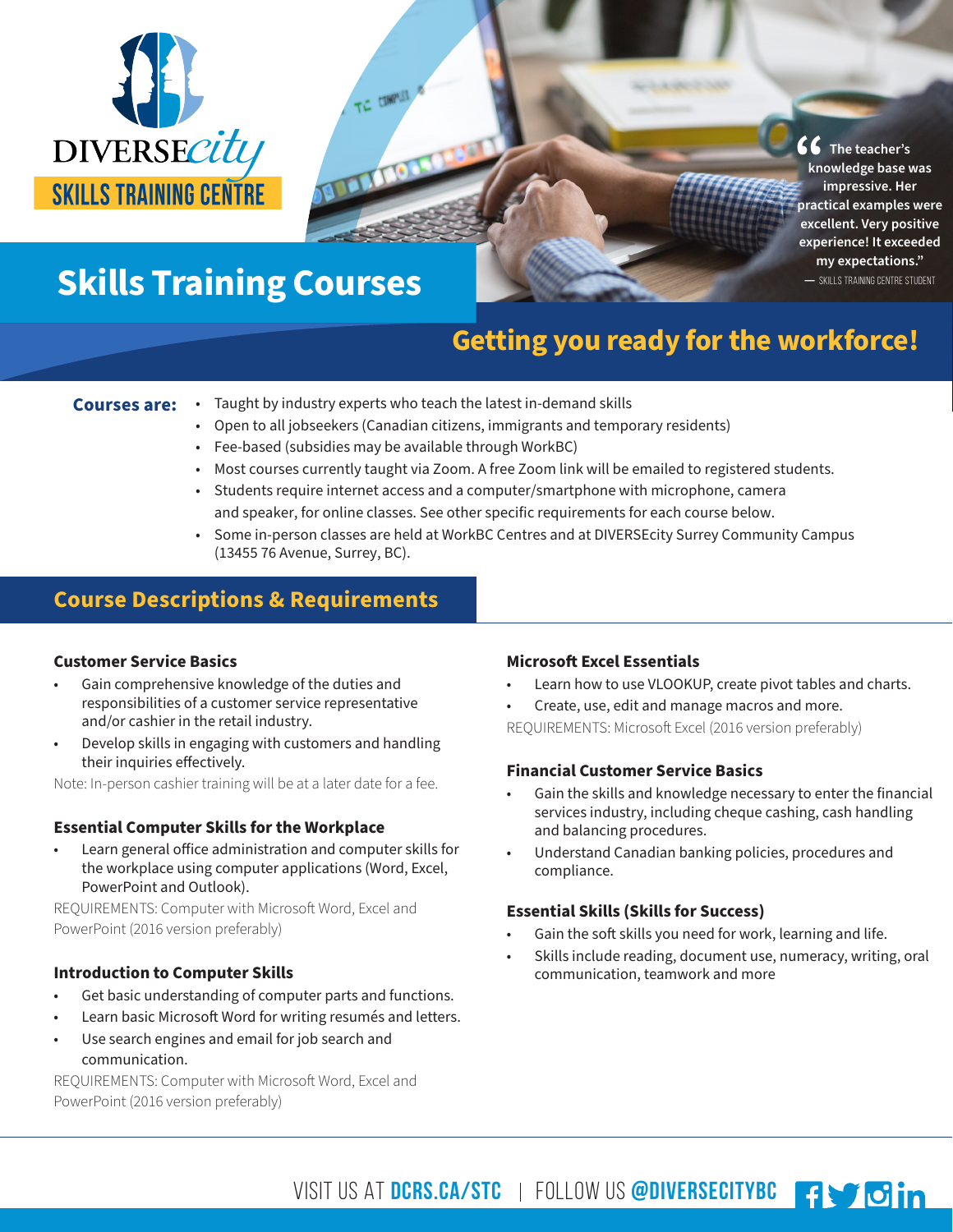DIVERSEcity

SKILLS TRAINING CENTRE

# Skills Training Courses

> "The teacher's knowledge base was impressive. Her practical examples were excellent. Very positive experience! It exceeded my expectations."
> — SKILLS TRAINING CENTRE STUDENT

## Getting you ready for the workforce!

**Courses are:**

- Taught by industry experts who teach the latest in-demand skills
- Open to all jobseekers (Canadian citizens, immigrants and temporary residents)
- Fee-based (subsidies may be available through WorkBC)
- Most courses currently taught via Zoom. A free Zoom link will be emailed to registered students.
- Students require internet access and a computer/smartphone with microphone, camera and speaker, for online classes. See other specific requirements for each course below.
- Some in-person classes are held at WorkBC Centres and at DIVERSEcity Surrey Community Campus (13455 76 Avenue, Surrey, BC).

## Course Descriptions & Requirements

### Customer Service Basics

- Gain comprehensive knowledge of the duties and responsibilities of a customer service representative and/or cashier in the retail industry.
- Develop skills in engaging with customers and handling their inquiries effectively.

Note: In-person cashier training will be at a later date for a fee.

### Essential Computer Skills for the Workplace

- Learn general office administration and computer skills for the workplace using computer applications (Word, Excel, PowerPoint and Outlook).

REQUIREMENTS: Computer with Microsoft Word, Excel and PowerPoint (2016 version preferably)

### Introduction to Computer Skills

- Get basic understanding of computer parts and functions.
- Learn basic Microsoft Word for writing resumés and letters.
- Use search engines and email for job search and communication.

REQUIREMENTS: Computer with Microsoft Word, Excel and PowerPoint (2016 version preferably)

### Microsoft Excel Essentials

- Learn how to use VLOOKUP, create pivot tables and charts.
- Create, use, edit and manage macros and more.

REQUIREMENTS: Microsoft Excel (2016 version preferably)

### Financial Customer Service Basics

- Gain the skills and knowledge necessary to enter the financial services industry, including cheque cashing, cash handling and balancing procedures.
- Understand Canadian banking policies, procedures and compliance.

### Essential Skills (Skills for Success)

- Gain the soft skills you need for work, learning and life.
- Skills include reading, document use, numeracy, writing, oral communication, teamwork and more

VISIT US AT **DCRS.CA/STC** | FOLLOW US **@DIVERSECITYBC**